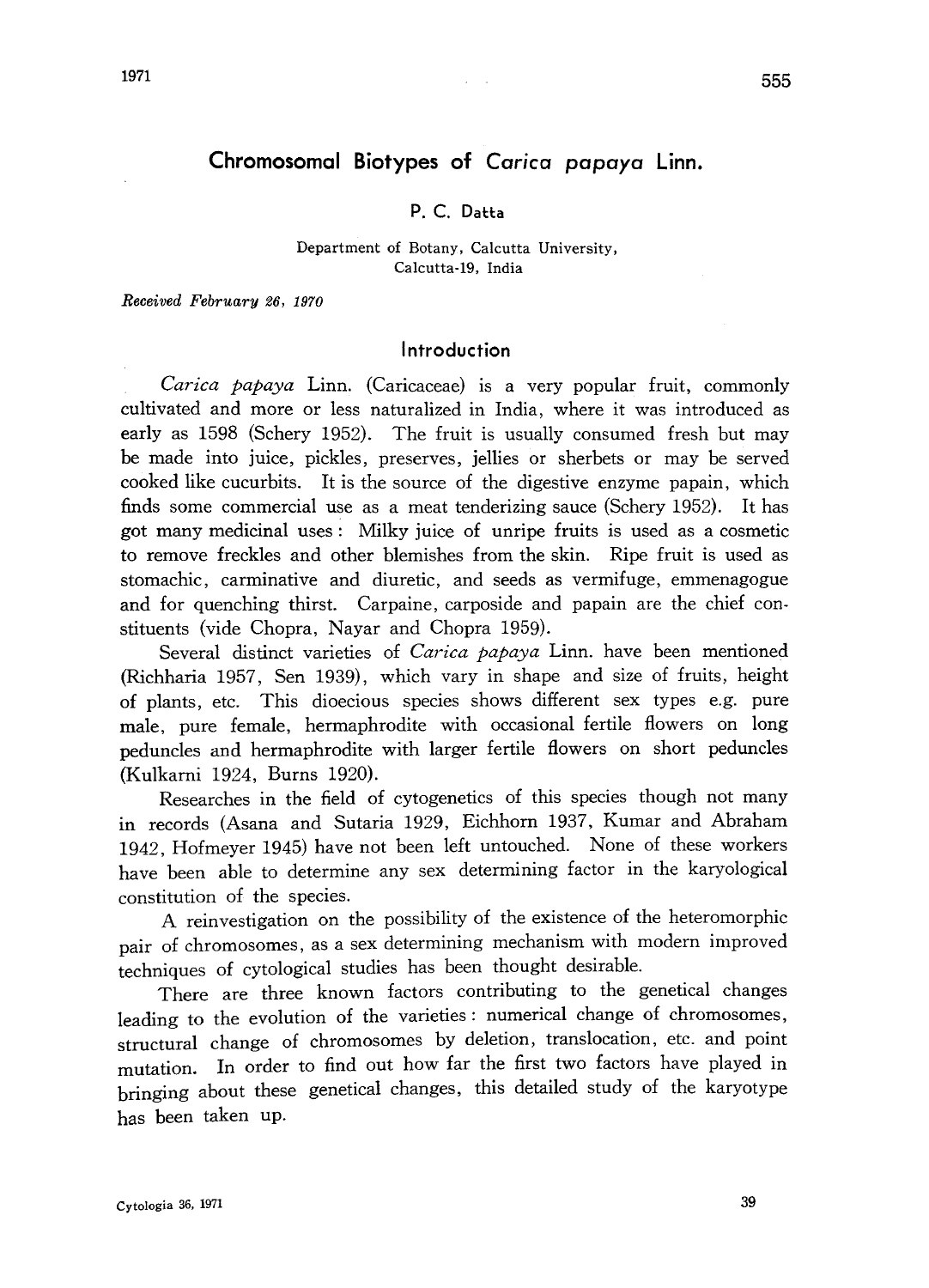# Chromosomal Biotypes of *Carica papaya* Linn.

P. C. Datta

Department of Botany, Calcutta University,
Calcutta-19, India

*Received February 26, 1970*

## Introduction

*Carica papaya* Linn. (Caricaceae) is a very popular fruit, commonly cultivated and more or less naturalized in India, where it was introduced as early as 1598 (Schery 1952). The fruit is usually consumed fresh but may be made into juice, pickles, preserves, jellies or sherbets or may be served cooked like cucurbits. It is the source of the digestive enzyme papain, which finds some commercial use as a meat tenderizing sauce (Schery 1952). It has got many medicinal uses: Milky juice of unripe fruits is used as a cosmetic to remove freckles and other blemishes from the skin. Ripe fruit is used as stomachic, carminative and diuretic, and seeds as vermifuge, emmenagogue and for quenching thirst. Carpaine, carposide and papain are the chief constituents (vide Chopra, Nayar and Chopra 1959).

Several distinct varieties of *Carica papaya* Linn. have been mentioned (Richharia 1957, Sen 1939), which vary in shape and size of fruits, height of plants, etc. This dioecious species shows different sex types e.g. pure male, pure female, hermaphrodite with occasional fertile flowers on long peduncles and hermaphrodite with larger fertile flowers on short peduncles (Kulkarni 1924, Burns 1920).

Researches in the field of cytogenetics of this species though not many in records (Asana and Sutaria 1929, Eichhorn 1937, Kumar and Abraham 1942, Hofmeyer 1945) have not been left untouched. None of these workers have been able to determine any sex determining factor in the karyological constitution of the species.

A reinvestigation on the possibility of the existence of the heteromorphic pair of chromosomes, as a sex determining mechanism with modern improved techniques of cytological studies has been thought desirable.

There are three known factors contributing to the genetical changes leading to the evolution of the varieties: numerical change of chromosomes, structural change of chromosomes by deletion, translocation, etc. and point mutation. In order to find out how far the first two factors have played in bringing about these genetical changes, this detailed study of the karyotype has been taken up.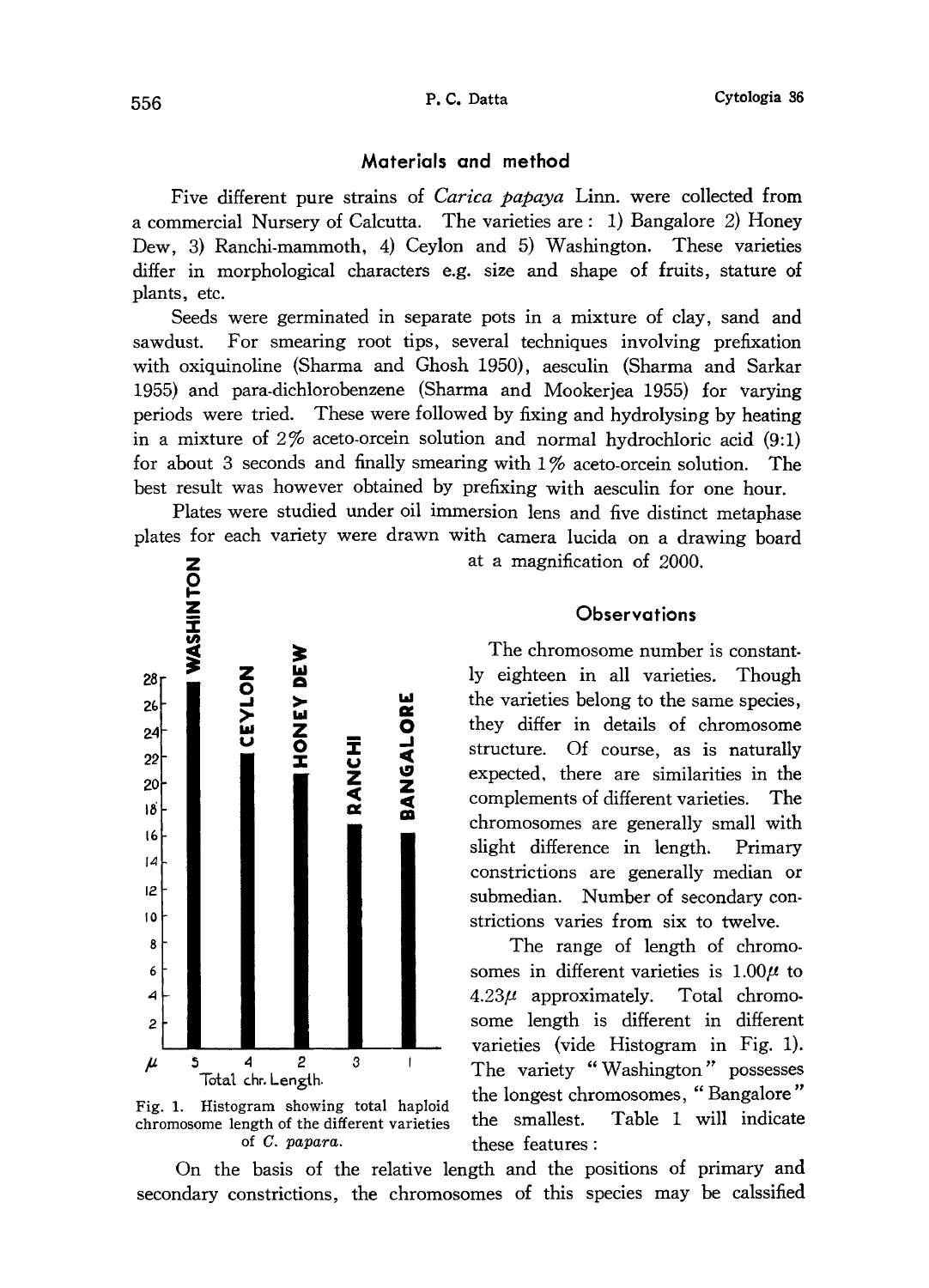## Materials and method

Five different pure strains of *Carica papaya* Linn. were collected from a commercial Nursery of Calcutta. The varieties are: 1) Bangalore 2) Honey Dew, 3) Ranchi-mammoth, 4) Ceylon and 5) Washington. These varieties differ in morphological characters e.g. size and shape of fruits, stature of plants, etc.

Seeds were germinated in separate pots in a mixture of clay, sand and sawdust. For smearing root tips, several techniques involving prefixation with oxiquinoline (Sharma and Ghosh 1950), aesculin (Sharma and Sarkar 1955) and para-dichlorobenzene (Sharma and Mookerjea 1955) for varying periods were tried. These were followed by fixing and hydrolysing by heating in a mixture of 2% aceto-orcein solution and normal hydrochloric acid (9:1) for about 3 seconds and finally smearing with 1% aceto-orcein solution. The best result was however obtained by prefixing with aesculin for one hour.

Plates were studied under oil immersion lens and five distinct metaphase plates for each variety were drawn with camera lucida on a drawing board at a magnification of 2000.

Fig. 1. Histogram showing total haploid chromosome length of the different varieties of *C. papara*.

## Observations

The chromosome number is constantly eighteen in all varieties. Though the varieties belong to the same species, they differ in details of chromosome structure. Of course, as is naturally expected, there are similarities in the complements of different varieties. The chromosomes are generally small with slight difference in length. Primary constrictions are generally median or submedian. Number of secondary constrictions varies from six to twelve.

The range of length of chromosomes in different varieties is $1.00\mu$ to $4.23\mu$ approximately. Total chromosome length is different in different varieties (vide Histogram in Fig. 1). The variety "Washington" possesses the longest chromosomes, "Bangalore" the smallest. Table 1 will indicate these features:

On the basis of the relative length and the positions of primary and secondary constrictions, the chromosomes of this species may be calssified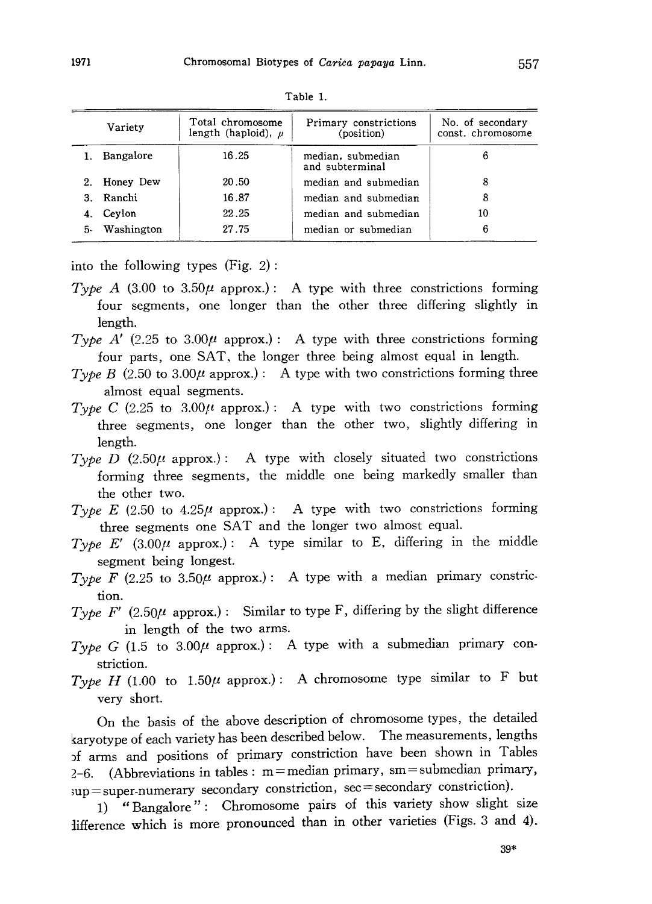Table 1.

| Variety | Total chromosome length (haploid), $\mu$ | Primary constrictions (position) | No. of secondary const. chromosome |
|---|---|---|---|
| 1. Bangalore | 16.25 | median, submedian and subterminal | 6 |
| 2. Honey Dew | 20.50 | median and submedian | 8 |
| 3. Ranchi | 16.87 | median and submedian | 8 |
| 4. Ceylon | 22.25 | median and submedian | 10 |
| 5. Washington | 27.75 | median or submedian | 6 |

into the following types (Fig. 2):

*Type A* (3.00 to 3.50$\mu$ approx.): A type with three constrictions forming four segments, one longer than the other three differing slightly in length.

*Type A'* (2.25 to 3.00$\mu$ approx.): A type with three constrictions forming four parts, one SAT, the longer three being almost equal in length.

*Type B* (2.50 to 3.00$\mu$ approx.): A type with two constrictions forming three almost equal segments.

*Type C* (2.25 to 3.00$\mu$ approx.): A type with two constrictions forming three segments, one longer than the other two, slightly differing in length.

*Type D* (2.50$\mu$ approx.): A type with closely situated two constrictions forming three segments, the middle one being markedly smaller than the other two.

*Type E* (2.50 to 4.25$\mu$ approx.): A type with two constrictions forming three segments one SAT and the longer two almost equal.

*Type E'* (3.00$\mu$ approx.): A type similar to E, differing in the middle segment being longest.

*Type F* (2.25 to 3.50$\mu$ approx.): A type with a median primary constriction.

*Type F'* (2.50$\mu$ approx.): Similar to type F, differing by the slight difference in length of the two arms.

*Type G* (1.5 to 3.00$\mu$ approx.): A type with a submedian primary constriction.

*Type H* (1.00 to 1.50$\mu$ approx.): A chromosome type similar to F but very short.

On the basis of the above description of chromosome types, the detailed karyotype of each variety has been described below. The measurements, lengths of arms and positions of primary constriction have been shown in Tables 2–6. (Abbreviations in tables: m = median primary, sm = submedian primary, sup = super-numerary secondary constriction, sec = secondary constriction).

1) "Bangalore": Chromosome pairs of this variety show slight size difference which is more pronounced than in other varieties (Figs. 3 and 4).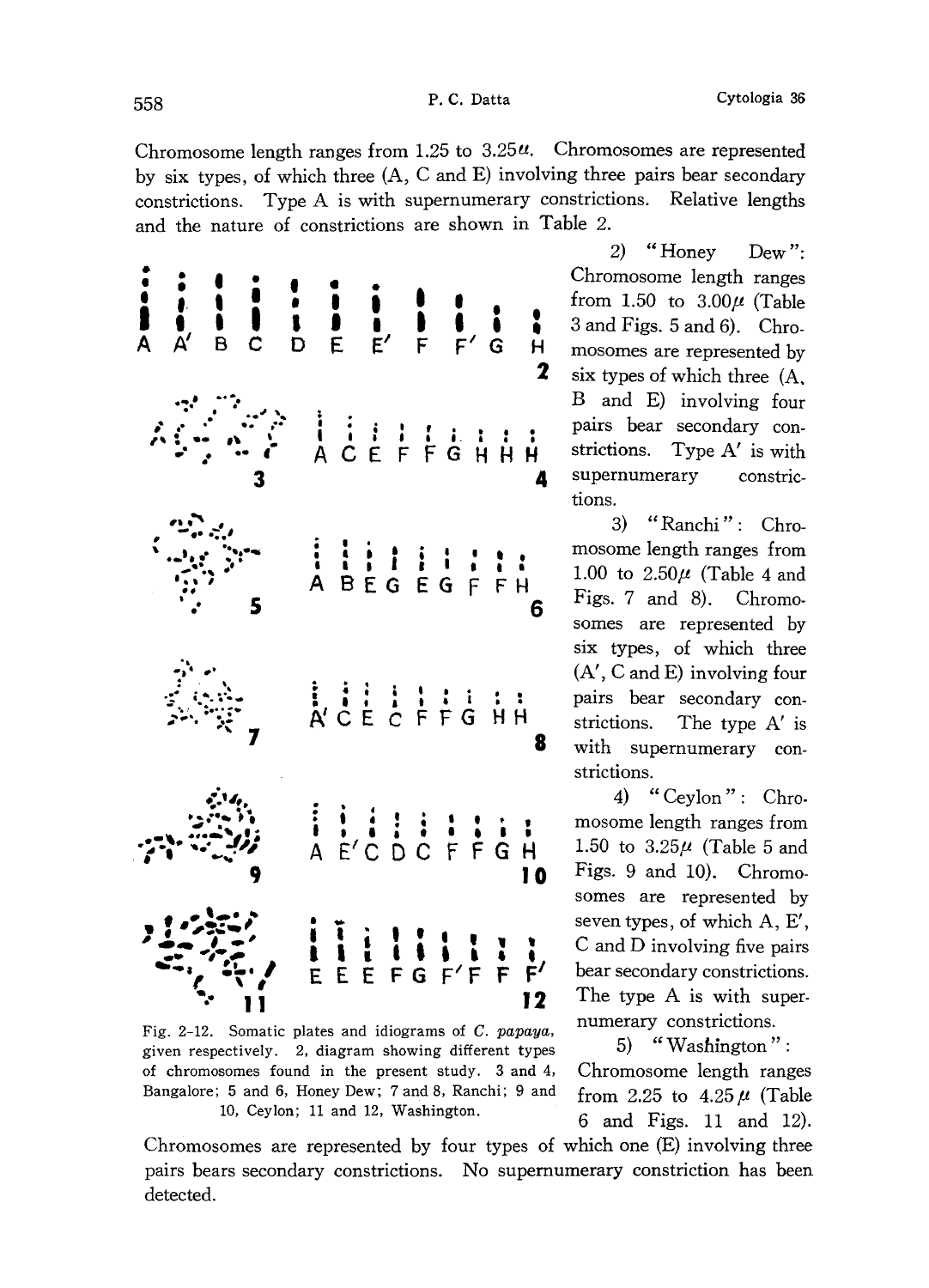Chromosome length ranges from 1.25 to 3.25$\mu$. Chromosomes are represented by six types, of which three (A, C and E) involving three pairs bear secondary constrictions. Type A is with supernumerary constrictions. Relative lengths and the nature of constrictions are shown in Table 2.

2) "Honey Dew": Chromosome length ranges from 1.50 to 3.00$\mu$ (Table 3 and Figs. 5 and 6). Chromosomes are represented by six types of which three (A, B and E) involving four pairs bear secondary constrictions. Type A′ is with supernumerary constrictions.

3) "Ranchi": Chromosome length ranges from 1.00 to 2.50$\mu$ (Table 4 and Figs. 7 and 8). Chromosomes are represented by six types, of which three (A′, C and E) involving four pairs bear secondary constrictions. The type A′ is with supernumerary constrictions.

4) "Ceylon": Chromosome length ranges from 1.50 to 3.25$\mu$ (Table 5 and Figs. 9 and 10). Chromosomes are represented by seven types, of which A, E′, C and D involving five pairs bear secondary constrictions. The type A is with supernumerary constrictions.

5) "Washington": Chromosome length ranges from 2.25 to 4.25$\mu$ (Table 6 and Figs. 11 and 12). Chromosomes are represented by four types of which one (E) involving three pairs bears secondary constrictions. No supernumerary constriction has been detected.

Fig. 2-12. Somatic plates and idiograms of *C. papaya*, given respectively. 2, diagram showing different types of chromosomes found in the present study. 3 and 4, Bangalore; 5 and 6, Honey Dew; 7 and 8, Ranchi; 9 and 10, Ceylon; 11 and 12, Washington.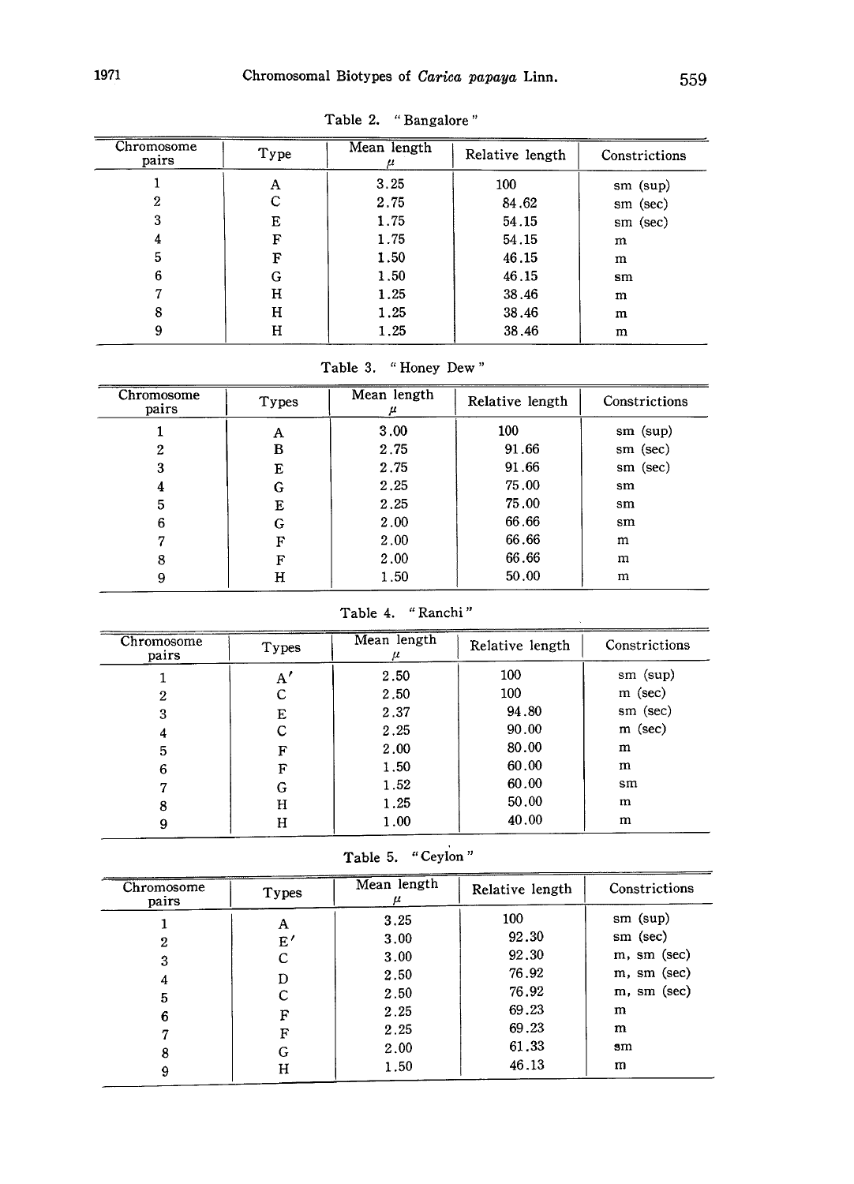Table 2. "Bangalore"

| Chromosome pairs | Type | Mean length μ | Relative length | Constrictions |
|---|---|---|---|---|
| 1 | A | 3.25 | 100 | sm (sup) |
| 2 | C | 2.75 | 84.62 | sm (sec) |
| 3 | E | 1.75 | 54.15 | sm (sec) |
| 4 | F | 1.75 | 54.15 | m |
| 5 | F | 1.50 | 46.15 | m |
| 6 | G | 1.50 | 46.15 | sm |
| 7 | H | 1.25 | 38.46 | m |
| 8 | H | 1.25 | 38.46 | m |
| 9 | H | 1.25 | 38.46 | m |

Table 3. "Honey Dew"

| Chromosome pairs | Types | Mean length μ | Relative length | Constrictions |
|---|---|---|---|---|
| 1 | A | 3.00 | 100 | sm (sup) |
| 2 | B | 2.75 | 91.66 | sm (sec) |
| 3 | E | 2.75 | 91.66 | sm (sec) |
| 4 | G | 2.25 | 75.00 | sm |
| 5 | E | 2.25 | 75.00 | sm |
| 6 | G | 2.00 | 66.66 | sm |
| 7 | F | 2.00 | 66.66 | m |
| 8 | F | 2.00 | 66.66 | m |
| 9 | H | 1.50 | 50.00 | m |

Table 4. "Ranchi"

| Chromosome pairs | Types | Mean length μ | Relative length | Constrictions |
|---|---|---|---|---|
| 1 | A' | 2.50 | 100 | sm (sup) |
| 2 | C | 2.50 | 100 | m (sec) |
| 3 | E | 2.37 | 94.80 | sm (sec) |
| 4 | C | 2.25 | 90.00 | m (sec) |
| 5 | F | 2.00 | 80.00 | m |
| 6 | F | 1.50 | 60.00 | m |
| 7 | G | 1.52 | 60.00 | sm |
| 8 | H | 1.25 | 50.00 | m |
| 9 | H | 1.00 | 40.00 | m |

Table 5. "Ceylon"

| Chromosome pairs | Types | Mean length μ | Relative length | Constrictions |
|---|---|---|---|---|
| 1 | A | 3.25 | 100 | sm (sup) |
| 2 | E' | 3.00 | 92.30 | sm (sec) |
| 3 | C | 3.00 | 92.30 | m, sm (sec) |
| 4 | D | 2.50 | 76.92 | m, sm (sec) |
| 5 | C | 2.50 | 76.92 | m, sm (sec) |
| 6 | F | 2.25 | 69.23 | m |
| 7 | F | 2.25 | 69.23 | m |
| 8 | G | 2.00 | 61.33 | sm |
| 9 | H | 1.50 | 46.13 | m |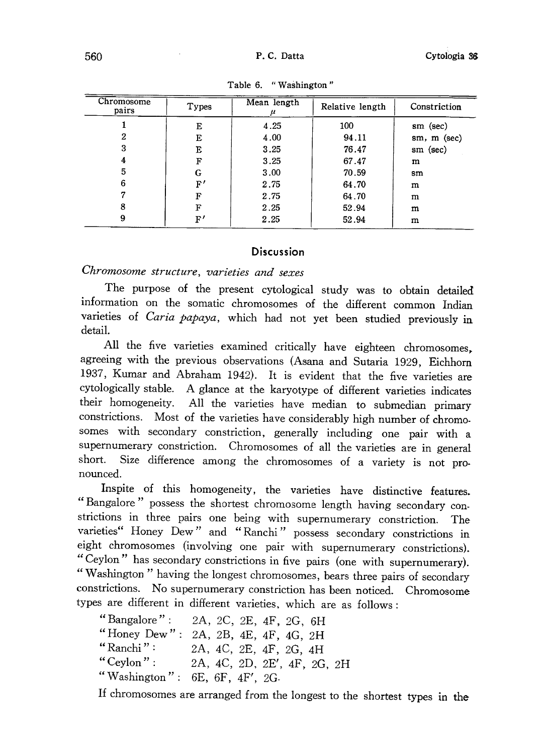Table 6. "Washington"

| Chromosome pairs | Types | Mean length μ | Relative length | Constriction |
|---|---|---|---|---|
| 1 | E | 4.25 | 100 | sm (sec) |
| 2 | E | 4.00 | 94.11 | sm, m (sec) |
| 3 | E | 3.25 | 76.47 | sm (sec) |
| 4 | F | 3.25 | 67.47 | m |
| 5 | G | 3.00 | 70.59 | sm |
| 6 | F' | 2.75 | 64.70 | m |
| 7 | F | 2.75 | 64.70 | m |
| 8 | F | 2.25 | 52.94 | m |
| 9 | F' | 2.25 | 52.94 | m |

## Discussion

### *Chromosome structure, varieties and sexes*

The purpose of the present cytological study was to obtain detailed information on the somatic chromosomes of the different common Indian varieties of *Caria papaya*, which had not yet been studied previously in detail.

All the five varieties examined critically have eighteen chromosomes, agreeing with the previous observations (Asana and Sutaria 1929, Eichhorn 1937, Kumar and Abraham 1942). It is evident that the five varieties are cytologically stable. A glance at the karyotype of different varieties indicates their homogeneity. All the varieties have median to submedian primary constrictions. Most of the varieties have considerably high number of chromosomes with secondary constriction, generally including one pair with a supernumerary constriction. Chromosomes of all the varieties are in general short. Size difference among the chromosomes of a variety is not pronounced.

Inspite of this homogeneity, the varieties have distinctive features. "Bangalore" possess the shortest chromosome length having secondary constrictions in three pairs one being with supernumerary constriction. The varieties "Honey Dew" and "Ranchi" possess secondary constrictions in eight chromosomes (involving one pair with supernumerary constrictions). "Ceylon" has secondary constrictions in five pairs (one with supernumerary). "Washington" having the longest chromosomes, bears three pairs of secondary constrictions. No supernumerary constriction has been noticed. Chromosome types are different in different varieties, which are as follows:

"Bangalore": 2A, 2C, 2E, 4F, 2G, 6H
"Honey Dew": 2A, 2B, 4E, 4F, 4G, 2H
"Ranchi": 2A, 4C, 2E, 4F, 2G, 4H
"Ceylon": 2A, 4C, 2D, 2E', 4F, 2G, 2H
"Washington": 6E, 6F, 4F', 2G.

If chromosomes are arranged from the longest to the shortest types in the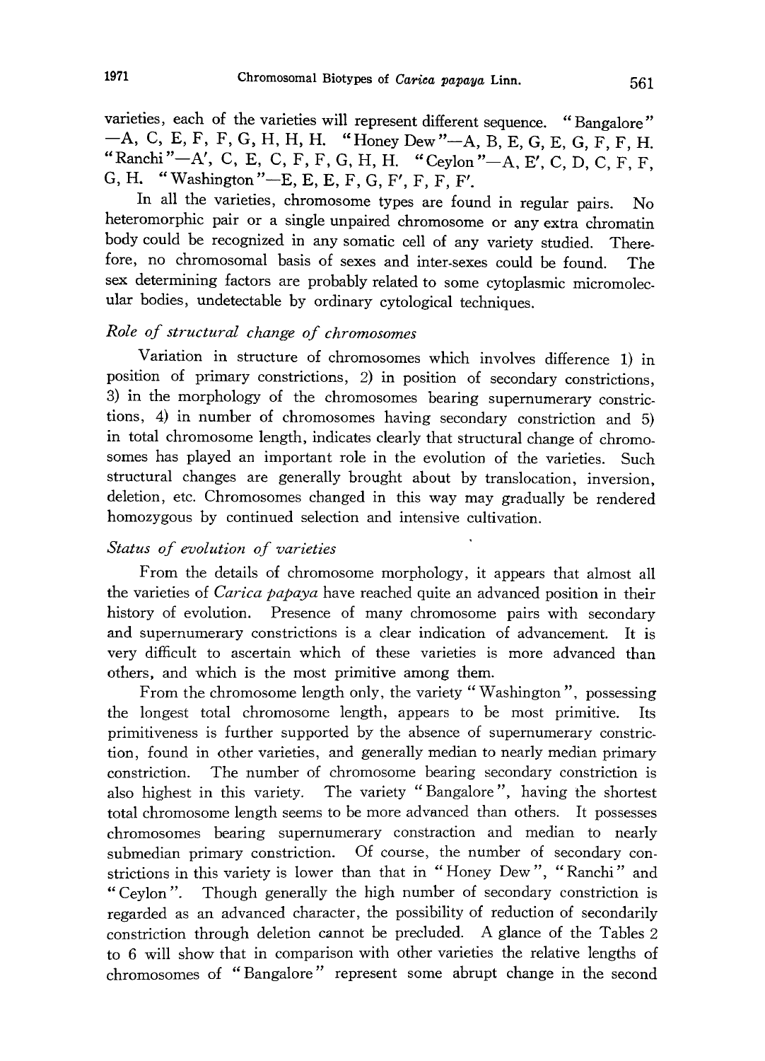varieties, each of the varieties will represent different sequence. "Bangalore" —A, C, E, F, F, G, H, H, H. "Honey Dew"—A, B, E, G, E, G, F, F, H. "Ranchi"—A', C, E, C, F, F, G, H, H. "Ceylon"—A, E', C, D, C, F, F, G, H. "Washington"—E, E, E, F, G, F', F, F, F'.

In all the varieties, chromosome types are found in regular pairs. No heteromorphic pair or a single unpaired chromosome or any extra chromatin body could be recognized in any somatic cell of any variety studied. Therefore, no chromosomal basis of sexes and inter-sexes could be found. The sex determining factors are probably related to some cytoplasmic micromolecular bodies, undetectable by ordinary cytological techniques.

### *Role of structural change of chromosomes*

Variation in structure of chromosomes which involves difference 1) in position of primary constrictions, 2) in position of secondary constrictions, 3) in the morphology of the chromosomes bearing supernumerary constrictions, 4) in number of chromosomes having secondary constriction and 5) in total chromosome length, indicates clearly that structural change of chromosomes has played an important role in the evolution of the varieties. Such structural changes are generally brought about by translocation, inversion, deletion, etc. Chromosomes changed in this way may gradually be rendered homozygous by continued selection and intensive cultivation.

### *Status of evolution of varieties*

From the details of chromosome morphology, it appears that almost all the varieties of *Carica papaya* have reached quite an advanced position in their history of evolution. Presence of many chromosome pairs with secondary and supernumerary constrictions is a clear indication of advancement. It is very difficult to ascertain which of these varieties is more advanced than others, and which is the most primitive among them.

From the chromosome length only, the variety "Washington", possessing the longest total chromosome length, appears to be most primitive. Its primitiveness is further supported by the absence of supernumerary constriction, found in other varieties, and generally median to nearly median primary constriction. The number of chromosome bearing secondary constriction is also highest in this variety. The variety "Bangalore", having the shortest total chromosome length seems to be more advanced than others. It possesses chromosomes bearing supernumerary constraction and median to nearly submedian primary constriction. Of course, the number of secondary constrictions in this variety is lower than that in "Honey Dew", "Ranchi" and "Ceylon". Though generally the high number of secondary constriction is regarded as an advanced character, the possibility of reduction of secondarily constriction through deletion cannot be precluded. A glance of the Tables 2 to 6 will show that in comparison with other varieties the relative lengths of chromosomes of "Bangalore" represent some abrupt change in the second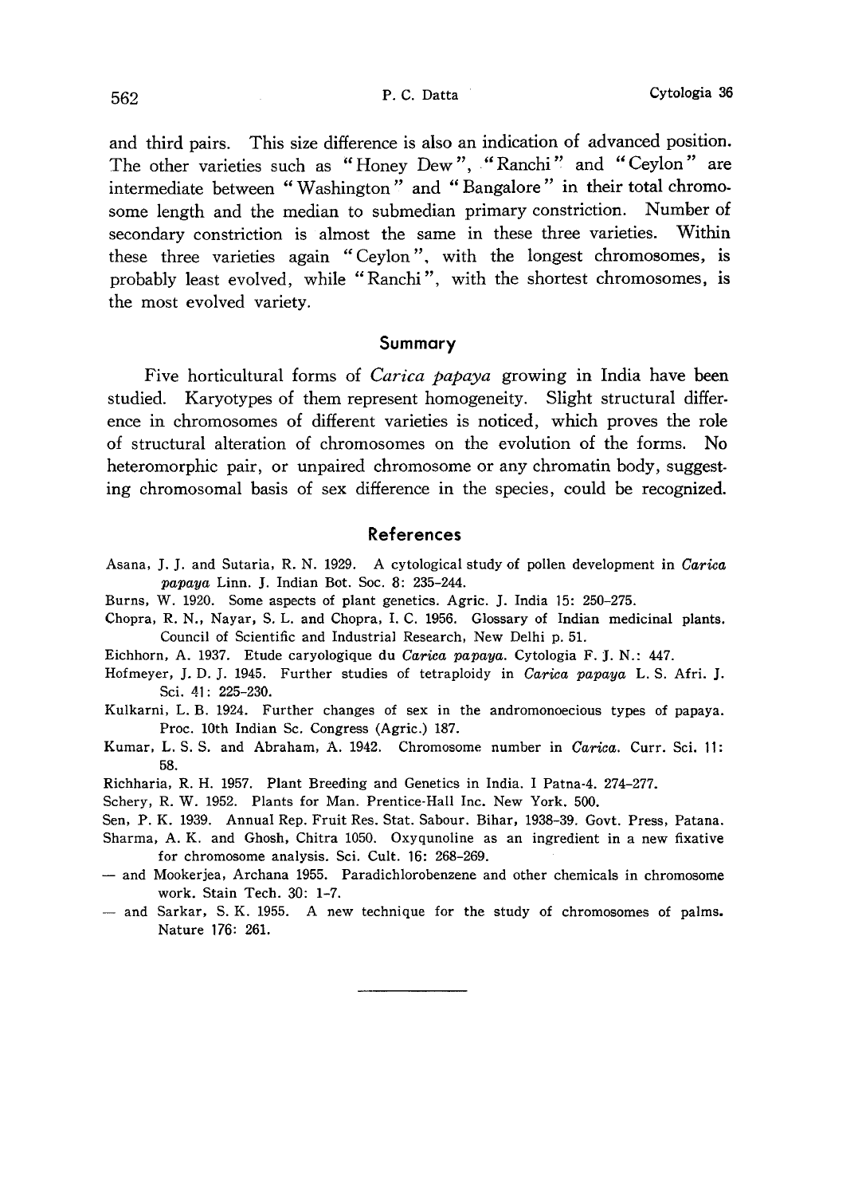and third pairs. This size difference is also an indication of advanced position. The other varieties such as "Honey Dew", "Ranchi" and "Ceylon" are intermediate between "Washington" and "Bangalore" in their total chromosome length and the median to submedian primary constriction. Number of secondary constriction is almost the same in these three varieties. Within these three varieties again "Ceylon", with the longest chromosomes, is probably least evolved, while "Ranchi", with the shortest chromosomes, is the most evolved variety.

## Summary

Five horticultural forms of *Carica papaya* growing in India have been studied. Karyotypes of them represent homogeneity. Slight structural difference in chromosomes of different varieties is noticed, which proves the role of structural alteration of chromosomes on the evolution of the forms. No heteromorphic pair, or unpaired chromosome or any chromatin body, suggesting chromosomal basis of sex difference in the species, could be recognized.

## References

Asana, J. J. and Sutaria, R. N. 1929. A cytological study of pollen development in *Carica papaya* Linn. J. Indian Bot. Soc. 8: 235-244.

Burns, W. 1920. Some aspects of plant genetics. Agric. J. India 15: 250-275.

Chopra, R. N., Nayar, S. L. and Chopra, I. C. 1956. Glossary of Indian medicinal plants. Council of Scientific and Industrial Research, New Delhi p. 51.

Eichhorn, A. 1937. Etude caryologique du *Carica papaya*. Cytologia F. J. N.: 447.

Hofmeyer, J. D. J. 1945. Further studies of tetraploidy in *Carica papaya* L. S. Afri. J. Sci. 41: 225-230.

Kulkarni, L. B. 1924. Further changes of sex in the andromonoecious types of papaya. Proc. 10th Indian Sc. Congress (Agric.) 187.

Kumar, L. S. S. and Abraham, A. 1942. Chromosome number in *Carica*. Curr. Sci. 11: 58.

Richharia, R. H. 1957. Plant Breeding and Genetics in India. I Patna-4. 274-277.

Schery, R. W. 1952. Plants for Man. Prentice-Hall Inc. New York. 500.

Sen, P. K. 1939. Annual Rep. Fruit Res. Stat. Sabour. Bihar, 1938-39. Govt. Press, Patana.

Sharma, A. K. and Ghosh, Chitra 1050. Oxyqunoline as an ingredient in a new fixative for chromosome analysis. Sci. Cult. 16: 268-269.

— and Mookerjea, Archana 1955. Paradichlorobenzene and other chemicals in chromosome work. Stain Tech. 30: 1-7.

— and Sarkar, S. K. 1955. A new technique for the study of chromosomes of palms. Nature 176: 261.